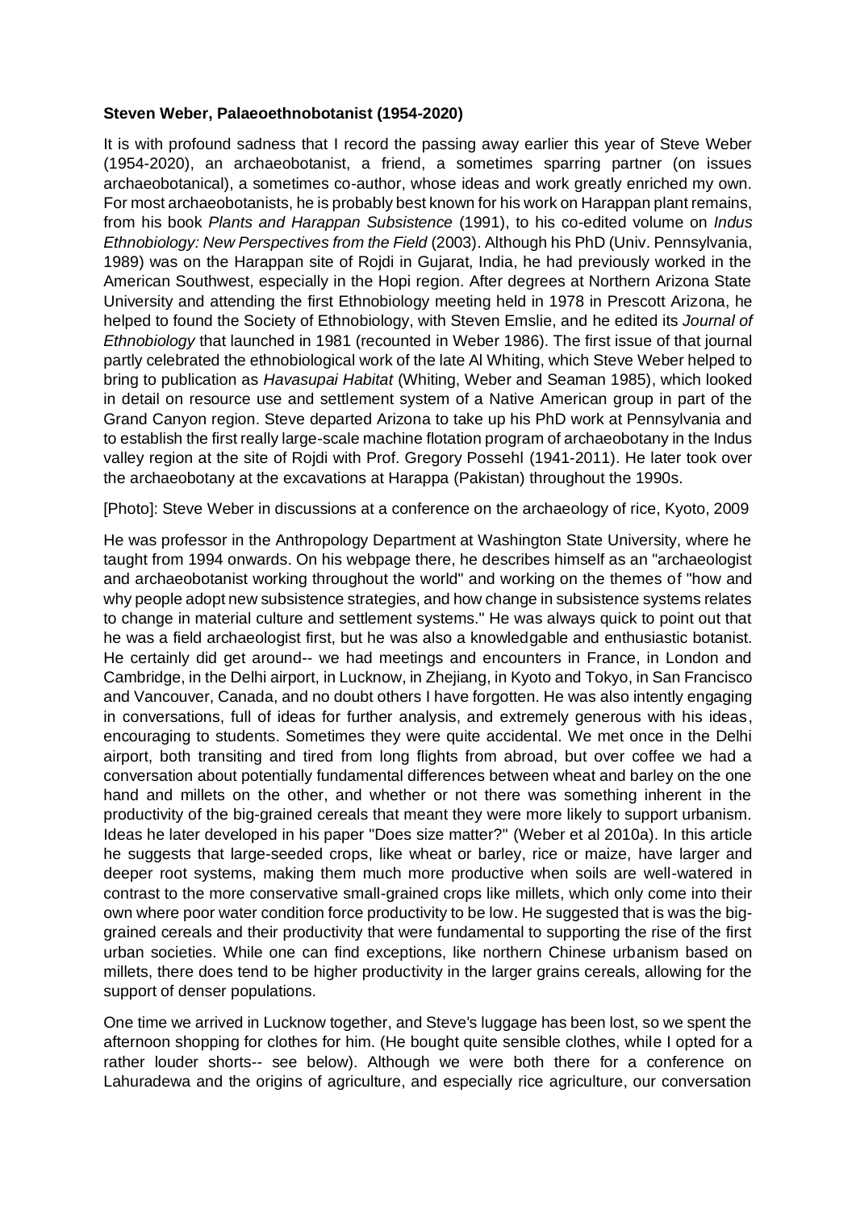**Steven Weber, Palaeoethnobotanist (1954-2020)**

It is with profound sadness that I record the passing away earlier this year of Steve Weber (1954-2020), an archaeobotanist, a friend, a sometimes sparring partner (on issues archaeobotanical), a sometimes co-author, whose ideas and work greatly enriched my own. For most archaeobotanists, he is probably best known for his work on Harappan plant remains, from his book *Plants and Harappan Subsistence* (1991), to his co-edited volume on *Indus Ethnobiology: New Perspectives from the Field* (2003). Although his PhD (Univ. Pennsylvania, 1989) was on the Harappan site of Rojdi in Gujarat, India, he had previously worked in the American Southwest, especially in the Hopi region. After degrees at Northern Arizona State University and attending the first Ethnobiology meeting held in 1978 in Prescott Arizona, he helped to found the Society of Ethnobiology, with Steven Emslie, and he edited its *Journal of Ethnobiology* that launched in 1981 (recounted in Weber 1986). The first issue of that journal partly celebrated the ethnobiological work of the late Al Whiting, which Steve Weber helped to bring to publication as *Havasupai Habitat* (Whiting, Weber and Seaman 1985), which looked in detail on resource use and settlement system of a Native American group in part of the Grand Canyon region. Steve departed Arizona to take up his PhD work at Pennsylvania and to establish the first really large-scale machine flotation program of archaeobotany in the Indus valley region at the site of Rojdi with Prof. Gregory Possehl (1941-2011). He later took over the archaeobotany at the excavations at Harappa (Pakistan) throughout the 1990s.

[Photo]: Steve Weber in discussions at a conference on the archaeology of rice, Kyoto, 2009

He was professor in the Anthropology Department at Washington State University, where he taught from 1994 onwards. On his webpage there, he describes himself as an "archaeologist and archaeobotanist working throughout the world" and working on the themes of "how and why people adopt new subsistence strategies, and how change in subsistence systems relates to change in material culture and settlement systems." He was always quick to point out that he was a field archaeologist first, but he was also a knowledgable and enthusiastic botanist. He certainly did get around-- we had meetings and encounters in France, in London and Cambridge, in the Delhi airport, in Lucknow, in Zhejiang, in Kyoto and Tokyo, in San Francisco and Vancouver, Canada, and no doubt others I have forgotten. He was also intently engaging in conversations, full of ideas for further analysis, and extremely generous with his ideas, encouraging to students. Sometimes they were quite accidental. We met once in the Delhi airport, both transiting and tired from long flights from abroad, but over coffee we had a conversation about potentially fundamental differences between wheat and barley on the one hand and millets on the other, and whether or not there was something inherent in the productivity of the big-grained cereals that meant they were more likely to support urbanism. Ideas he later developed in his paper "Does size matter?" (Weber et al 2010a). In this article he suggests that large-seeded crops, like wheat or barley, rice or maize, have larger and deeper root systems, making them much more productive when soils are well-watered in contrast to the more conservative small-grained crops like millets, which only come into their own where poor water condition force productivity to be low. He suggested that is was the big-grained cereals and their productivity that were fundamental to supporting the rise of the first urban societies. While one can find exceptions, like northern Chinese urbanism based on millets, there does tend to be higher productivity in the larger grains cereals, allowing for the support of denser populations.

One time we arrived in Lucknow together, and Steve's luggage has been lost, so we spent the afternoon shopping for clothes for him. (He bought quite sensible clothes, while I opted for a rather louder shorts-- see below). Although we were both there for a conference on Lahuradewa and the origins of agriculture, and especially rice agriculture, our conversation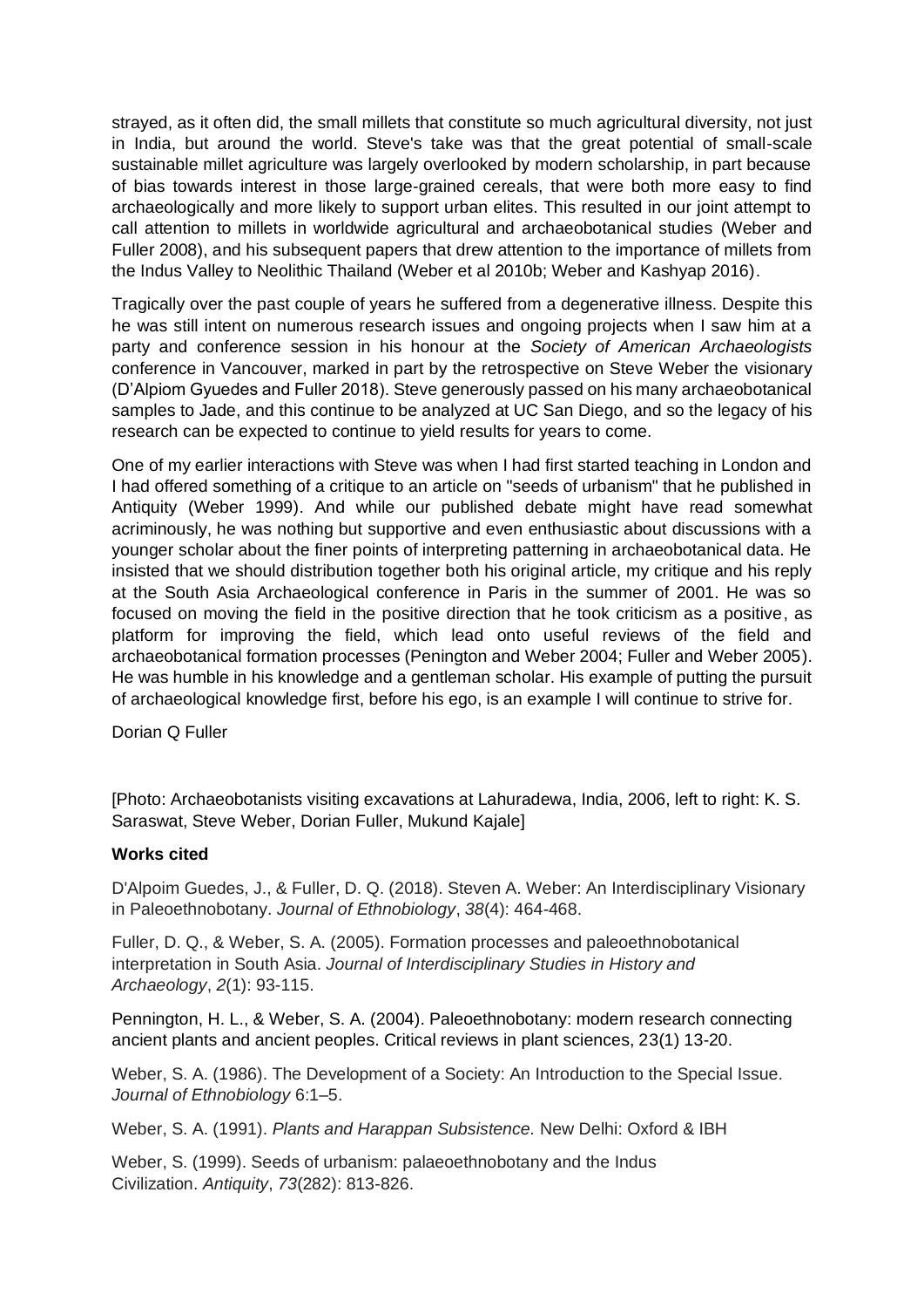strayed, as it often did, the small millets that constitute so much agricultural diversity, not just in India, but around the world. Steve's take was that the great potential of small-scale sustainable millet agriculture was largely overlooked by modern scholarship, in part because of bias towards interest in those large-grained cereals, that were both more easy to find archaeologically and more likely to support urban elites. This resulted in our joint attempt to call attention to millets in worldwide agricultural and archaeobotanical studies (Weber and Fuller 2008), and his subsequent papers that drew attention to the importance of millets from the Indus Valley to Neolithic Thailand (Weber et al 2010b; Weber and Kashyap 2016).

Tragically over the past couple of years he suffered from a degenerative illness. Despite this he was still intent on numerous research issues and ongoing projects when I saw him at a party and conference session in his honour at the *Society of American Archaeologists* conference in Vancouver, marked in part by the retrospective on Steve Weber the visionary (D'Alpiom Gyuedes and Fuller 2018). Steve generously passed on his many archaeobotanical samples to Jade, and this continue to be analyzed at UC San Diego, and so the legacy of his research can be expected to continue to yield results for years to come.

One of my earlier interactions with Steve was when I had first started teaching in London and I had offered something of a critique to an article on "seeds of urbanism" that he published in Antiquity (Weber 1999). And while our published debate might have read somewhat acriminously, he was nothing but supportive and even enthusiastic about discussions with a younger scholar about the finer points of interpreting patterning in archaeobotanical data. He insisted that we should distribution together both his original article, my critique and his reply at the South Asia Archaeological conference in Paris in the summer of 2001. He was so focused on moving the field in the positive direction that he took criticism as a positive, as platform for improving the field, which lead onto useful reviews of the field and archaeobotanical formation processes (Penington and Weber 2004; Fuller and Weber 2005). He was humble in his knowledge and a gentleman scholar. His example of putting the pursuit of archaeological knowledge first, before his ego, is an example I will continue to strive for.

Dorian Q Fuller

[Photo: Archaeobotanists visiting excavations at Lahuradewa, India, 2006, left to right: K. S. Saraswat, Steve Weber, Dorian Fuller, Mukund Kajale]

**Works cited**

D'Alpoim Guedes, J., & Fuller, D. Q. (2018). Steven A. Weber: An Interdisciplinary Visionary in Paleoethnobotany. *Journal of Ethnobiology*, *38*(4): 464-468.

Fuller, D. Q., & Weber, S. A. (2005). Formation processes and paleoethnobotanical interpretation in South Asia. *Journal of Interdisciplinary Studies in History and Archaeology*, *2*(1): 93-115.

Pennington, H. L., & Weber, S. A. (2004). Paleoethnobotany: modern research connecting ancient plants and ancient peoples. Critical reviews in plant sciences, 23(1) 13-20.

Weber, S. A. (1986). The Development of a Society: An Introduction to the Special Issue. *Journal of Ethnobiology* 6:1–5.

Weber, S. A. (1991). *Plants and Harappan Subsistence.* New Delhi: Oxford & IBH

Weber, S. (1999). Seeds of urbanism: palaeoethnobotany and the Indus Civilization. *Antiquity*, *73*(282): 813-826.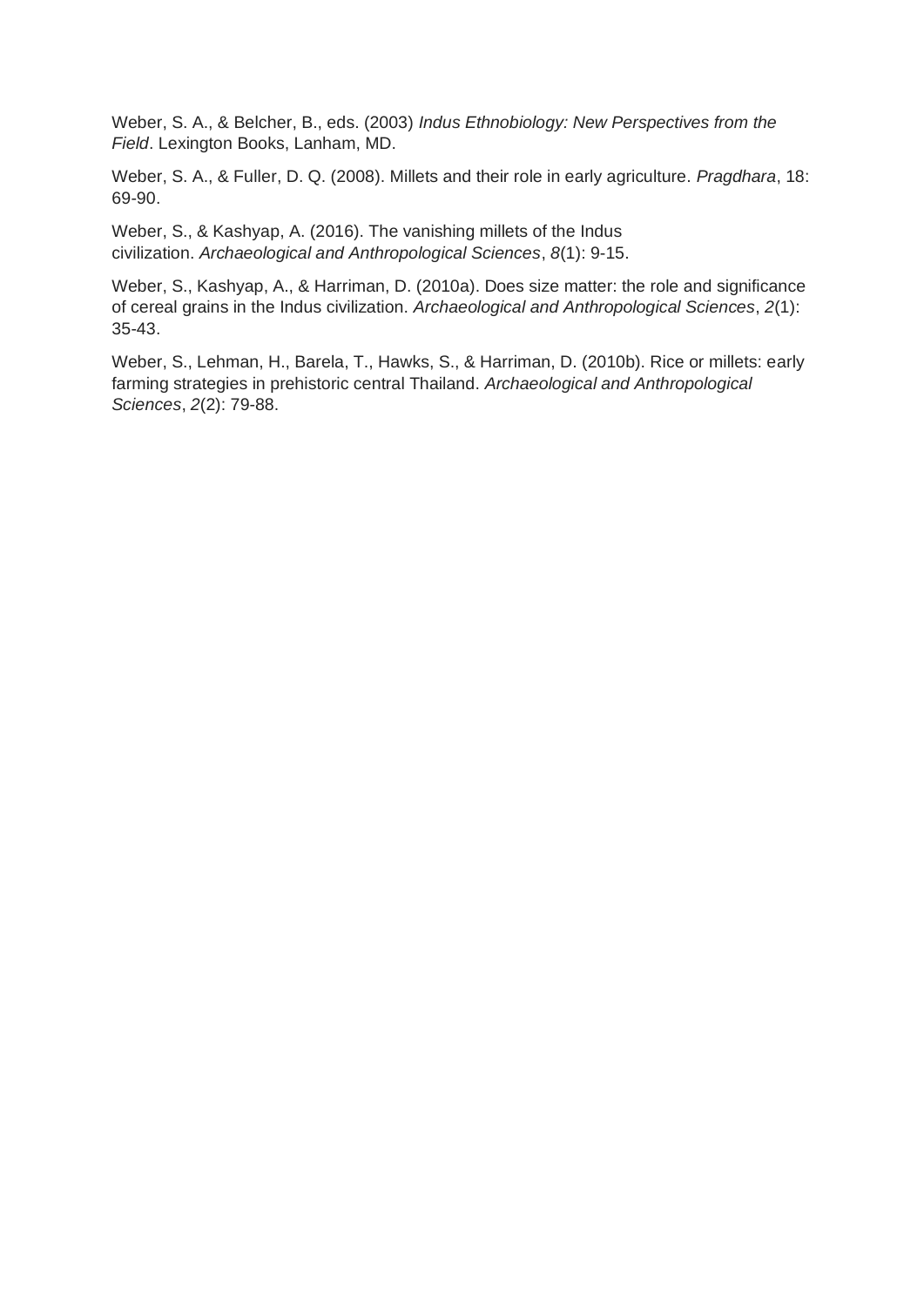Weber, S. A., & Belcher, B., eds. (2003) *Indus Ethnobiology: New Perspectives from the Field*. Lexington Books, Lanham, MD.

Weber, S. A., & Fuller, D. Q. (2008). Millets and their role in early agriculture. *Pragdhara*, 18: 69-90.

Weber, S., & Kashyap, A. (2016). The vanishing millets of the Indus civilization. *Archaeological and Anthropological Sciences*, *8*(1): 9-15.

Weber, S., Kashyap, A., & Harriman, D. (2010a). Does size matter: the role and significance of cereal grains in the Indus civilization. *Archaeological and Anthropological Sciences*, *2*(1): 35-43.

Weber, S., Lehman, H., Barela, T., Hawks, S., & Harriman, D. (2010b). Rice or millets: early farming strategies in prehistoric central Thailand. *Archaeological and Anthropological Sciences*, *2*(2): 79-88.